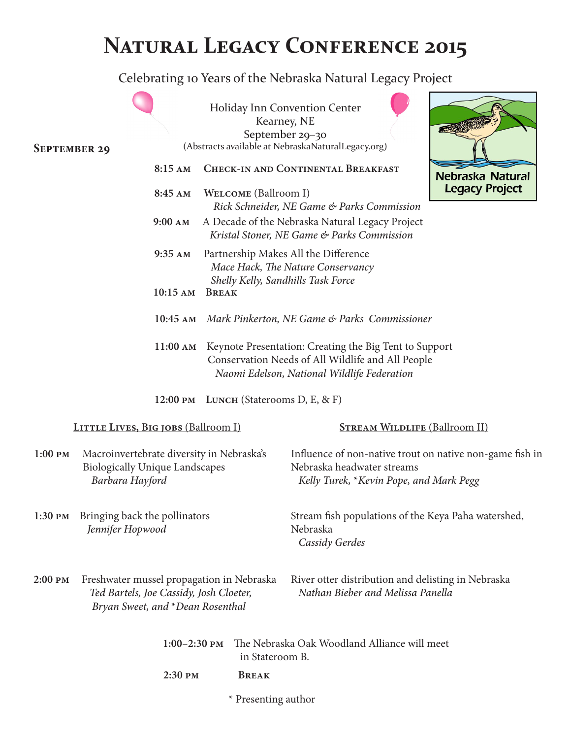# Natural Legacy Conference 2015

Celebrating 10 Years of the Nebraska Natural Legacy Project

Holiday Inn Convention Center
Kearney, NE
September 29–30
(Abstracts available at NebraskaNaturalLegacy.org)

Nebraska Natural Legacy Project

## September 29

**8:15 AM** **Check-in and Continental Breakfast**

**8:45 AM** **Welcome** (Ballroom I)
*Rick Schneider, NE Game & Parks Commission*

**9:00 AM** A Decade of the Nebraska Natural Legacy Project
*Kristal Stoner, NE Game & Parks Commission*

**9:35 AM** Partnership Makes All the Difference
*Mace Hack, The Nature Conservancy*
*Shelly Kelly, Sandhills Task Force*

**10:15 AM** **Break**

**10:45 AM** *Mark Pinkerton, NE Game & Parks Commissioner*

**11:00 AM** Keynote Presentation: Creating the Big Tent to Support Conservation Needs of All Wildlife and All People
*Naomi Edelson, National Wildlife Federation*

**12:00 PM** **Lunch** (Staterooms D, E, & F)

### Little Lives, Big jobs (Ballroom I)

**1:00 PM** Macroinvertebrate diversity in Nebraska's Biologically Unique Landscapes
*Barbara Hayford*

**1:30 PM** Bringing back the pollinators
*Jennifer Hopwood*

**2:00 PM** Freshwater mussel propagation in Nebraska
*Ted Bartels, Joe Cassidy, Josh Cloeter, Bryan Sweet, and *Dean Rosenthal*

### Stream Wildlife (Ballroom II)

**1:00 PM** Influence of non-native trout on native non-game fish in Nebraska headwater streams
*Kelly Turek, *Kevin Pope, and Mark Pegg*

**1:30 PM** Stream fish populations of the Keya Paha watershed, Nebraska
*Cassidy Gerdes*

**2:00 PM** River otter distribution and delisting in Nebraska
*Nathan Bieber and Melissa Panella*

**1:00–2:30 PM** The Nebraska Oak Woodland Alliance will meet in Stateroom B.

**2:30 PM** **Break**

* Presenting author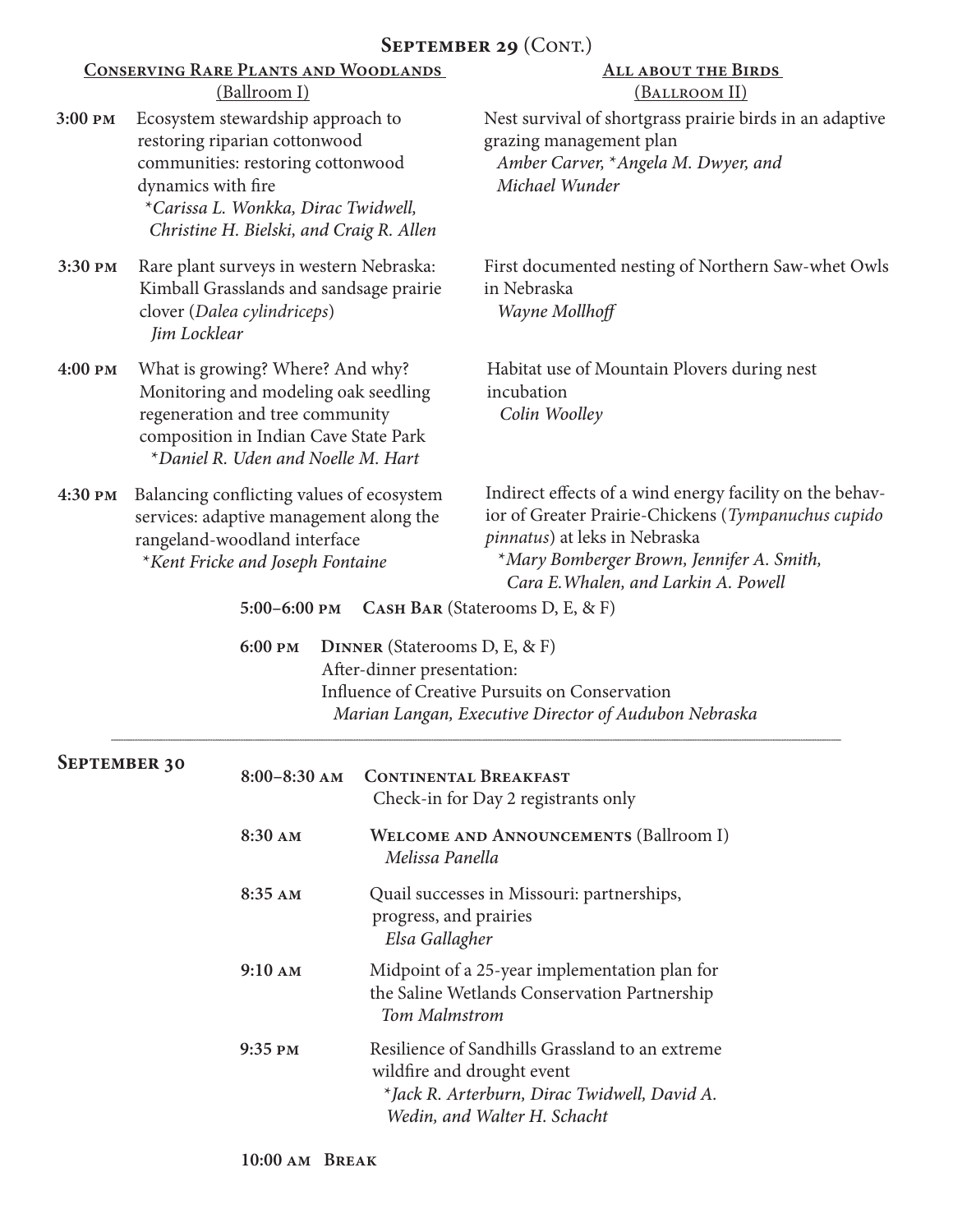## September 29 (Cont.)

| | Conserving Rare Plants and Woodlands (Ballroom I) | All about the Birds (Ballroom II) |
|---|---|---|
| 3:00 pm | Ecosystem stewardship approach to restoring riparian cottonwood communities: restoring cottonwood dynamics with fire *\*Carissa L. Wonkka, Dirac Twidwell, Christine H. Bielski, and Craig R. Allen* | Nest survival of shortgrass prairie birds in an adaptive grazing management plan *Amber Carver, \*Angela M. Dwyer, and Michael Wunder* |
| 3:30 pm | Rare plant surveys in western Nebraska: Kimball Grasslands and sandsage prairie clover (*Dalea cylindriceps*) *Jim Locklear* | First documented nesting of Northern Saw-whet Owls in Nebraska *Wayne Mollhoff* |
| 4:00 pm | What is growing? Where? And why? Monitoring and modeling oak seedling regeneration and tree community composition in Indian Cave State Park *\*Daniel R. Uden and Noelle M. Hart* | Habitat use of Mountain Plovers during nest incubation *Colin Woolley* |
| 4:30 pm | Balancing conflicting values of ecosystem services: adaptive management along the rangeland-woodland interface *\*Kent Fricke and Joseph Fontaine* | Indirect effects of a wind energy facility on the behavior of Greater Prairie-Chickens (*Tympanuchus cupido pinnatus*) at leks in Nebraska *\*Mary Bomberger Brown, Jennifer A. Smith, Cara E. Whalen, and Larkin A. Powell* |

**5:00–6:00 pm** **Cash Bar** (Staterooms D, E, & F)

**6:00 pm** **Dinner** (Staterooms D, E, & F)
After-dinner presentation:
Influence of Creative Pursuits on Conservation
*Marian Langan, Executive Director of Audubon Nebraska*

---

## September 30

**8:00–8:30 am** **Continental Breakfast**
Check-in for Day 2 registrants only

**8:30 am** **Welcome and Announcements** (Ballroom I)
*Melissa Panella*

**8:35 am** Quail successes in Missouri: partnerships, progress, and prairies
*Elsa Gallagher*

**9:10 am** Midpoint of a 25-year implementation plan for the Saline Wetlands Conservation Partnership
*Tom Malmstrom*

**9:35 pm** Resilience of Sandhills Grassland to an extreme wildfire and drought event
*\*Jack R. Arterburn, Dirac Twidwell, David A. Wedin, and Walter H. Schacht*

**10:00 am** **Break**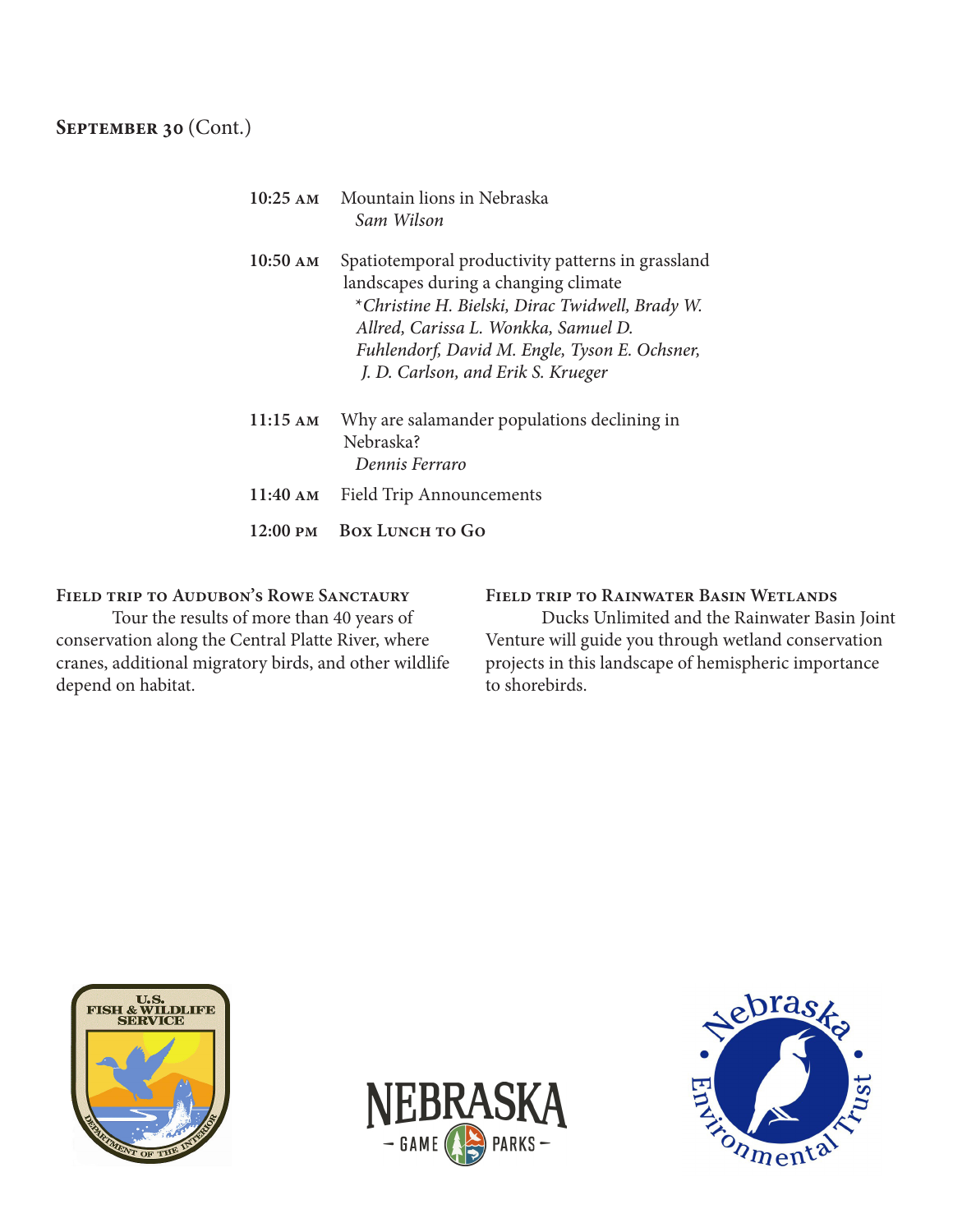**September 30** (Cont.)

**10:25 AM** Mountain lions in Nebraska
*Sam Wilson*

**10:50 AM** Spatiotemporal productivity patterns in grassland landscapes during a changing climate
*\*Christine H. Bielski, Dirac Twidwell, Brady W. Allred, Carissa L. Wonkka, Samuel D. Fuhlendorf, David M. Engle, Tyson E. Ochsner, J. D. Carlson, and Erik S. Krueger*

**11:15 AM** Why are salamander populations declining in Nebraska?
*Dennis Ferraro*

**11:40 AM** Field Trip Announcements

**12:00 PM** **Box Lunch to Go**

**Field trip to Audubon's Rowe Sanctaury**

Tour the results of more than 40 years of conservation along the Central Platte River, where cranes, additional migratory birds, and other wildlife depend on habitat.

**Field trip to Rainwater Basin Wetlands**

Ducks Unlimited and the Rainwater Basin Joint Venture will guide you through wetland conservation projects in this landscape of hemispheric importance to shorebirds.